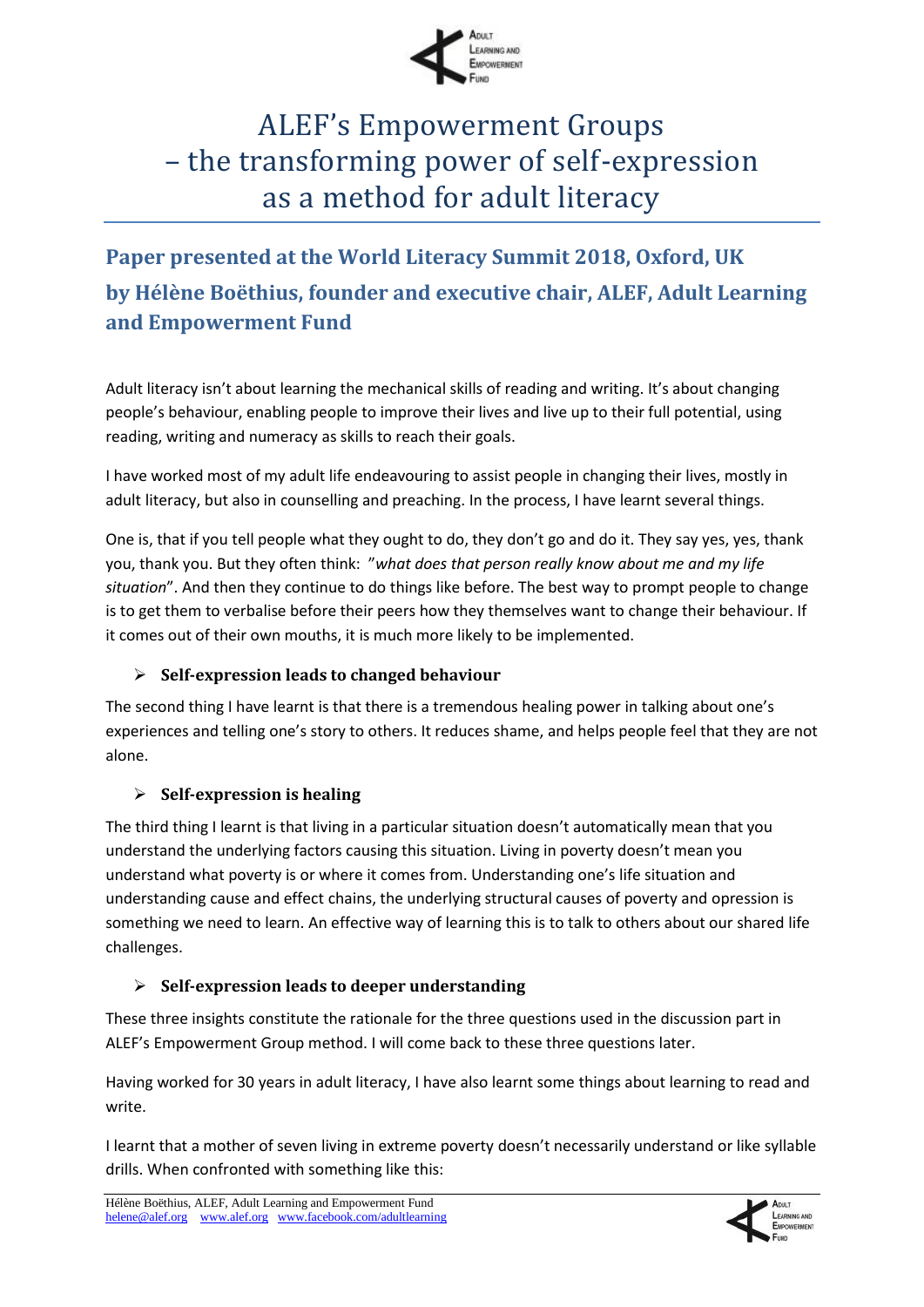# ALEF's Empowerment Groups – the transforming power of self-expression as a method for adult literacy

## Paper presented at the World Literacy Summit 2018, Oxford, UK by Hélène Boëthius, founder and executive chair, ALEF, Adult Learning and Empowerment Fund

Adult literacy isn't about learning the mechanical skills of reading and writing. It's about changing people's behaviour, enabling people to improve their lives and live up to their full potential, using reading, writing and numeracy as skills to reach their goals.

I have worked most of my adult life endeavouring to assist people in changing their lives, mostly in adult literacy, but also in counselling and preaching. In the process, I have learnt several things.

One is, that if you tell people what they ought to do, they don't go and do it. They say yes, yes, thank you, thank you. But they often think: "*what does that person really know about me and my life situation*". And then they continue to do things like before. The best way to prompt people to change is to get them to verbalise before their peers how they themselves want to change their behaviour. If it comes out of their own mouths, it is much more likely to be implemented.

- **Self-expression leads to changed behaviour**

The second thing I have learnt is that there is a tremendous healing power in talking about one's experiences and telling one's story to others. It reduces shame, and helps people feel that they are not alone.

- **Self-expression is healing**

The third thing I learnt is that living in a particular situation doesn't automatically mean that you understand the underlying factors causing this situation. Living in poverty doesn't mean you understand what poverty is or where it comes from. Understanding one's life situation and understanding cause and effect chains, the underlying structural causes of poverty and opression is something we need to learn. An effective way of learning this is to talk to others about our shared life challenges.

- **Self-expression leads to deeper understanding**

These three insights constitute the rationale for the three questions used in the discussion part in ALEF's Empowerment Group method. I will come back to these three questions later.

Having worked for 30 years in adult literacy, I have also learnt some things about learning to read and write.

I learnt that a mother of seven living in extreme poverty doesn't necessarily understand or like syllable drills. When confronted with something like this: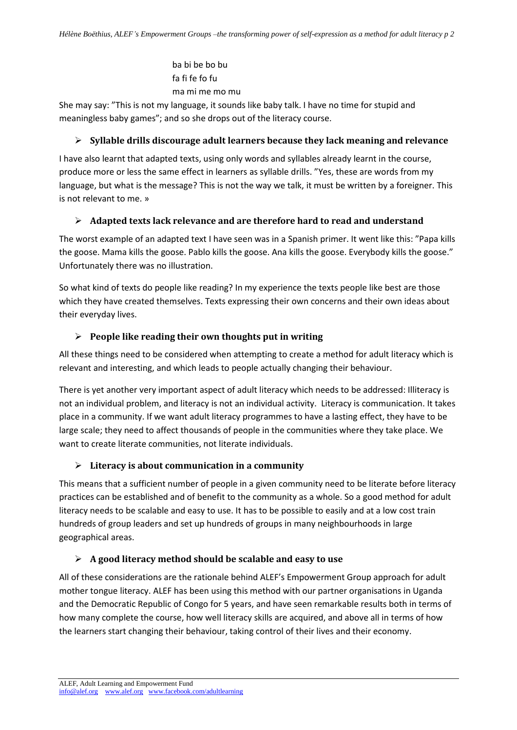ba bi be bo bu
fa fi fe fo fu
ma mi me mo mu

She may say: "This is not my language, it sounds like baby talk. I have no time for stupid and meaningless baby games"; and so she drops out of the literacy course.

- **Syllable drills discourage adult learners because they lack meaning and relevance**

I have also learnt that adapted texts, using only words and syllables already learnt in the course, produce more or less the same effect in learners as syllable drills. "Yes, these are words from my language, but what is the message? This is not the way we talk, it must be written by a foreigner. This is not relevant to me. »

- **Adapted texts lack relevance and are therefore hard to read and understand**

The worst example of an adapted text I have seen was in a Spanish primer. It went like this: "Papa kills the goose. Mama kills the goose. Pablo kills the goose. Ana kills the goose. Everybody kills the goose." Unfortunately there was no illustration.

So what kind of texts do people like reading? In my experience the texts people like best are those which they have created themselves. Texts expressing their own concerns and their own ideas about their everyday lives.

- **People like reading their own thoughts put in writing**

All these things need to be considered when attempting to create a method for adult literacy which is relevant and interesting, and which leads to people actually changing their behaviour.

There is yet another very important aspect of adult literacy which needs to be addressed: Illiteracy is not an individual problem, and literacy is not an individual activity. Literacy is communication. It takes place in a community. If we want adult literacy programmes to have a lasting effect, they have to be large scale; they need to affect thousands of people in the communities where they take place. We want to create literate communities, not literate individuals.

- **Literacy is about communication in a community**

This means that a sufficient number of people in a given community need to be literate before literacy practices can be established and of benefit to the community as a whole. So a good method for adult literacy needs to be scalable and easy to use. It has to be possible to easily and at a low cost train hundreds of group leaders and set up hundreds of groups in many neighbourhoods in large geographical areas.

- **A good literacy method should be scalable and easy to use**

All of these considerations are the rationale behind ALEF's Empowerment Group approach for adult mother tongue literacy. ALEF has been using this method with our partner organisations in Uganda and the Democratic Republic of Congo for 5 years, and have seen remarkable results both in terms of how many complete the course, how well literacy skills are acquired, and above all in terms of how the learners start changing their behaviour, taking control of their lives and their economy.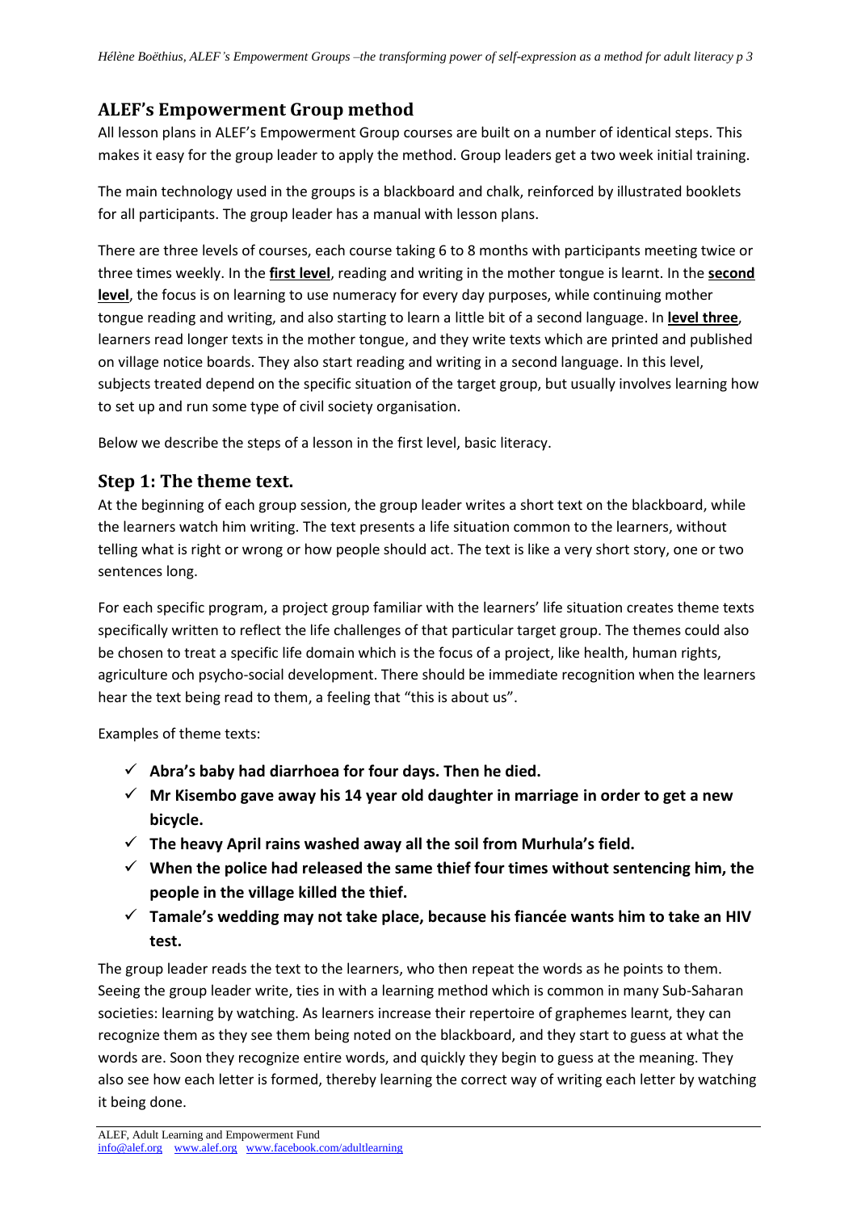## ALEF's Empowerment Group method

All lesson plans in ALEF's Empowerment Group courses are built on a number of identical steps. This makes it easy for the group leader to apply the method. Group leaders get a two week initial training.

The main technology used in the groups is a blackboard and chalk, reinforced by illustrated booklets for all participants. The group leader has a manual with lesson plans.

There are three levels of courses, each course taking 6 to 8 months with participants meeting twice or three times weekly. In the **first level**, reading and writing in the mother tongue is learnt. In the **second level**, the focus is on learning to use numeracy for every day purposes, while continuing mother tongue reading and writing, and also starting to learn a little bit of a second language. In **level three**, learners read longer texts in the mother tongue, and they write texts which are printed and published on village notice boards. They also start reading and writing in a second language. In this level, subjects treated depend on the specific situation of the target group, but usually involves learning how to set up and run some type of civil society organisation.

Below we describe the steps of a lesson in the first level, basic literacy.

## Step 1: The theme text.

At the beginning of each group session, the group leader writes a short text on the blackboard, while the learners watch him writing. The text presents a life situation common to the learners, without telling what is right or wrong or how people should act. The text is like a very short story, one or two sentences long.

For each specific program, a project group familiar with the learners' life situation creates theme texts specifically written to reflect the life challenges of that particular target group. The themes could also be chosen to treat a specific life domain which is the focus of a project, like health, human rights, agriculture och psycho-social development. There should be immediate recognition when the learners hear the text being read to them, a feeling that "this is about us".

Examples of theme texts:

- ✓ **Abra's baby had diarrhoea for four days. Then he died.**
- ✓ **Mr Kisembo gave away his 14 year old daughter in marriage in order to get a new bicycle.**
- ✓ **The heavy April rains washed away all the soil from Murhula's field.**
- ✓ **When the police had released the same thief four times without sentencing him, the people in the village killed the thief.**
- ✓ **Tamale's wedding may not take place, because his fiancée wants him to take an HIV test.**

The group leader reads the text to the learners, who then repeat the words as he points to them. Seeing the group leader write, ties in with a learning method which is common in many Sub-Saharan societies: learning by watching. As learners increase their repertoire of graphemes learnt, they can recognize them as they see them being noted on the blackboard, and they start to guess at what the words are. Soon they recognize entire words, and quickly they begin to guess at the meaning. They also see how each letter is formed, thereby learning the correct way of writing each letter by watching it being done.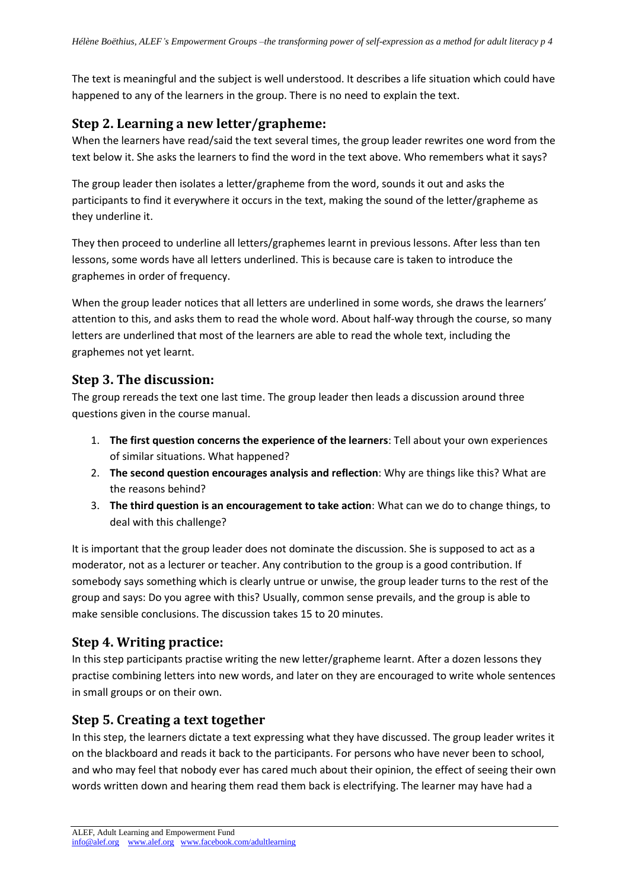The text is meaningful and the subject is well understood. It describes a life situation which could have happened to any of the learners in the group. There is no need to explain the text.

## Step 2. Learning a new letter/grapheme:

When the learners have read/said the text several times, the group leader rewrites one word from the text below it. She asks the learners to find the word in the text above. Who remembers what it says?

The group leader then isolates a letter/grapheme from the word, sounds it out and asks the participants to find it everywhere it occurs in the text, making the sound of the letter/grapheme as they underline it.

They then proceed to underline all letters/graphemes learnt in previous lessons. After less than ten lessons, some words have all letters underlined. This is because care is taken to introduce the graphemes in order of frequency.

When the group leader notices that all letters are underlined in some words, she draws the learners' attention to this, and asks them to read the whole word. About half-way through the course, so many letters are underlined that most of the learners are able to read the whole text, including the graphemes not yet learnt.

## Step 3. The discussion:

The group rereads the text one last time. The group leader then leads a discussion around three questions given in the course manual.

1. **The first question concerns the experience of the learners**: Tell about your own experiences of similar situations. What happened?
2. **The second question encourages analysis and reflection**: Why are things like this? What are the reasons behind?
3. **The third question is an encouragement to take action**: What can we do to change things, to deal with this challenge?

It is important that the group leader does not dominate the discussion. She is supposed to act as a moderator, not as a lecturer or teacher. Any contribution to the group is a good contribution. If somebody says something which is clearly untrue or unwise, the group leader turns to the rest of the group and says: Do you agree with this? Usually, common sense prevails, and the group is able to make sensible conclusions. The discussion takes 15 to 20 minutes.

## Step 4. Writing practice:

In this step participants practise writing the new letter/grapheme learnt. After a dozen lessons they practise combining letters into new words, and later on they are encouraged to write whole sentences in small groups or on their own.

## Step 5. Creating a text together

In this step, the learners dictate a text expressing what they have discussed. The group leader writes it on the blackboard and reads it back to the participants. For persons who have never been to school, and who may feel that nobody ever has cared much about their opinion, the effect of seeing their own words written down and hearing them read them back is electrifying. The learner may have had a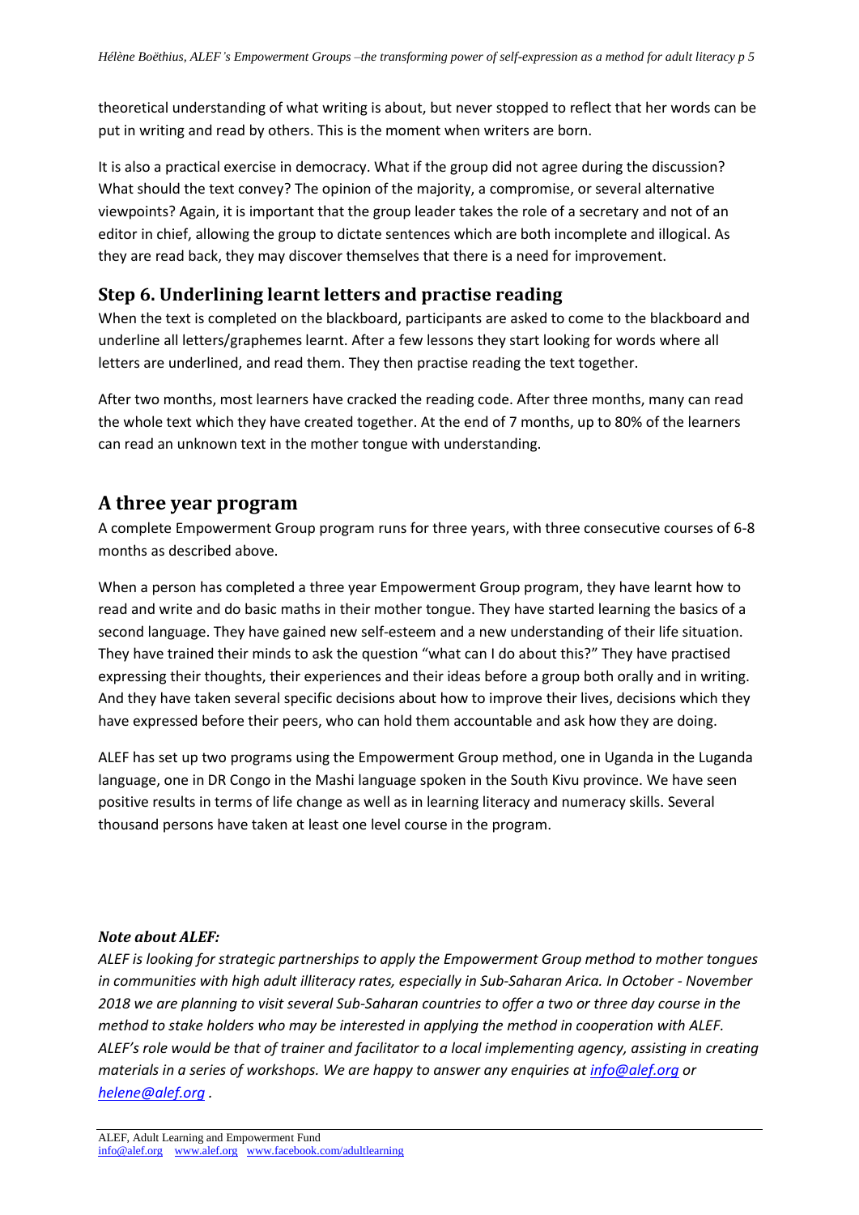theoretical understanding of what writing is about, but never stopped to reflect that her words can be put in writing and read by others. This is the moment when writers are born.

It is also a practical exercise in democracy. What if the group did not agree during the discussion? What should the text convey? The opinion of the majority, a compromise, or several alternative viewpoints? Again, it is important that the group leader takes the role of a secretary and not of an editor in chief, allowing the group to dictate sentences which are both incomplete and illogical. As they are read back, they may discover themselves that there is a need for improvement.

### Step 6. Underlining learnt letters and practise reading

When the text is completed on the blackboard, participants are asked to come to the blackboard and underline all letters/graphemes learnt. After a few lessons they start looking for words where all letters are underlined, and read them. They then practise reading the text together.

After two months, most learners have cracked the reading code. After three months, many can read the whole text which they have created together. At the end of 7 months, up to 80% of the learners can read an unknown text in the mother tongue with understanding.

## A three year program

A complete Empowerment Group program runs for three years, with three consecutive courses of 6-8 months as described above.

When a person has completed a three year Empowerment Group program, they have learnt how to read and write and do basic maths in their mother tongue. They have started learning the basics of a second language. They have gained new self-esteem and a new understanding of their life situation. They have trained their minds to ask the question "what can I do about this?" They have practised expressing their thoughts, their experiences and their ideas before a group both orally and in writing. And they have taken several specific decisions about how to improve their lives, decisions which they have expressed before their peers, who can hold them accountable and ask how they are doing.

ALEF has set up two programs using the Empowerment Group method, one in Uganda in the Luganda language, one in DR Congo in the Mashi language spoken in the South Kivu province. We have seen positive results in terms of life change as well as in learning literacy and numeracy skills. Several thousand persons have taken at least one level course in the program.

***Note about ALEF:***

*ALEF is looking for strategic partnerships to apply the Empowerment Group method to mother tongues in communities with high adult illiteracy rates, especially in Sub-Saharan Arica. In October - November 2018 we are planning to visit several Sub-Saharan countries to offer a two or three day course in the method to stake holders who may be interested in applying the method in cooperation with ALEF. ALEF's role would be that of trainer and facilitator to a local implementing agency, assisting in creating materials in a series of workshops. We are happy to answer any enquiries at info@alef.org or helene@alef.org .*

ALEF, Adult Learning and Empowerment Fund
info@alef.org www.alef.org www.facebook.com/adultlearning